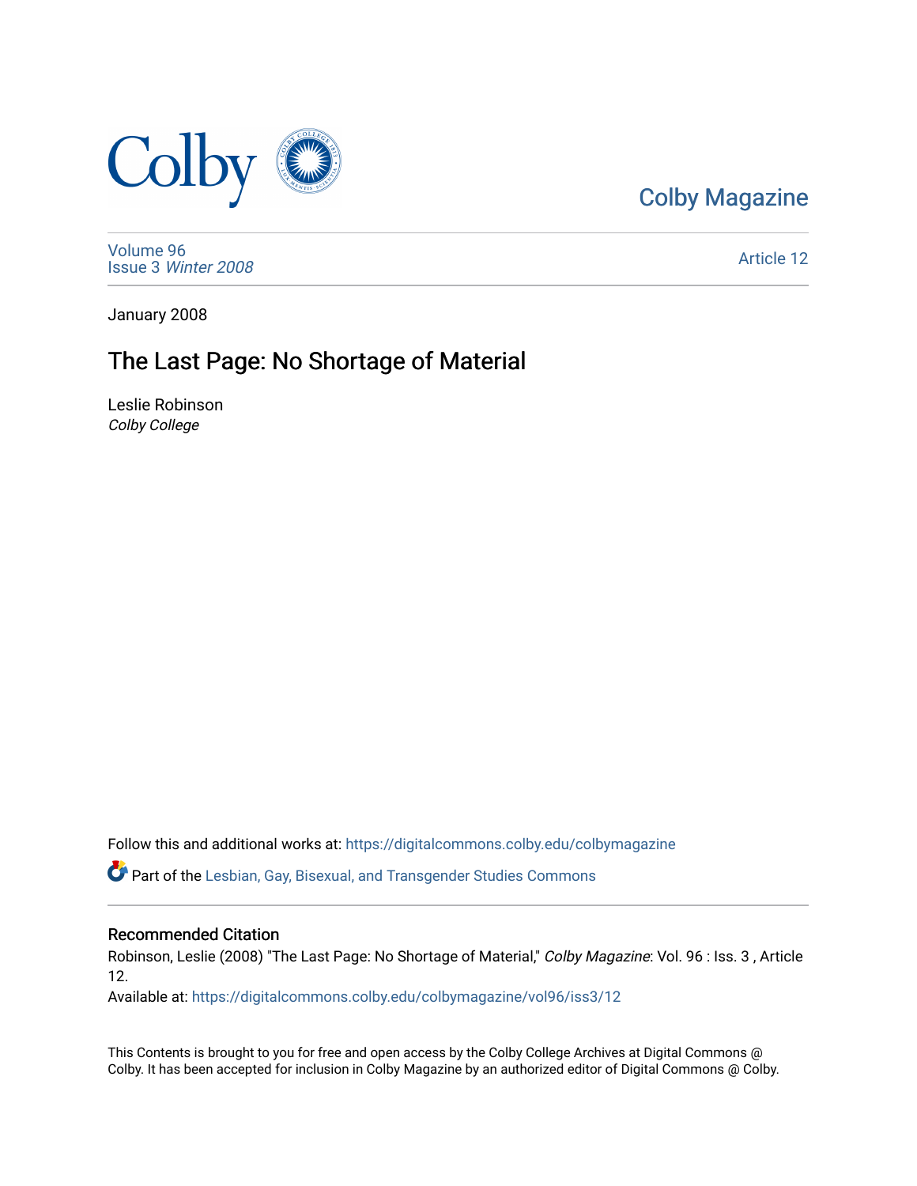Colby Magazine

Volume 96
Issue 3 *Winter 2008*

Article 12

January 2008

# The Last Page: No Shortage of Material

Leslie Robinson
*Colby College*

Follow this and additional works at: https://digitalcommons.colby.edu/colbymagazine

Part of the Lesbian, Gay, Bisexual, and Transgender Studies Commons

## Recommended Citation

Robinson, Leslie (2008) "The Last Page: No Shortage of Material," *Colby Magazine*: Vol. 96 : Iss. 3 , Article 12.

Available at: https://digitalcommons.colby.edu/colbymagazine/vol96/iss3/12

This Contents is brought to you for free and open access by the Colby College Archives at Digital Commons @ Colby. It has been accepted for inclusion in Colby Magazine by an authorized editor of Digital Commons @ Colby.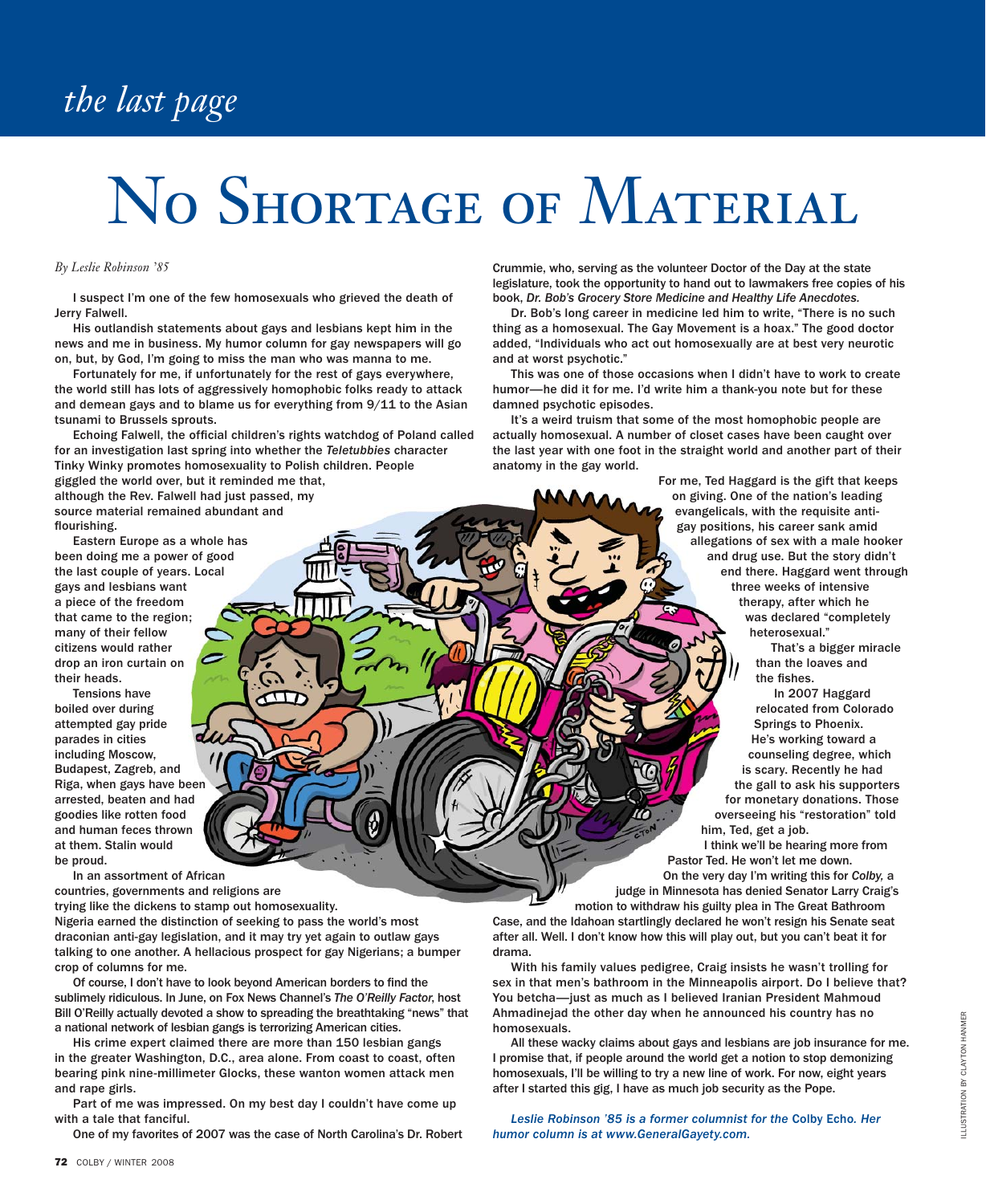*the last page*

# No Shortage of Material

*By Leslie Robinson '85*

I suspect I'm one of the few homosexuals who grieved the death of Jerry Falwell.

His outlandish statements about gays and lesbians kept him in the news and me in business. My humor column for gay newspapers will go on, but, by God, I'm going to miss the man who was manna to me.

Fortunately for me, if unfortunately for the rest of gays everywhere, the world still has lots of aggressively homophobic folks ready to attack and demean gays and to blame us for everything from 9/11 to the Asian tsunami to Brussels sprouts.

Echoing Falwell, the official children's rights watchdog of Poland called for an investigation last spring into whether the *Teletubbies* character Tinky Winky promotes homosexuality to Polish children. People giggled the world over, but it reminded me that, although the Rev. Falwell had just passed, my source material remained abundant and flourishing.

Eastern Europe as a whole has been doing me a power of good the last couple of years. Local gays and lesbians want a piece of the freedom that came to the region; many of their fellow citizens would rather drop an iron curtain on their heads.

Tensions have boiled over during attempted gay pride parades in cities including Moscow, Budapest, Zagreb, and Riga, when gays have been arrested, beaten and had goodies like rotten food and human feces thrown at them. Stalin would be proud.

In an assortment of African countries, governments and religions are trying like the dickens to stamp out homosexuality. Nigeria earned the distinction of seeking to pass the world's most draconian anti-gay legislation, and it may try yet again to outlaw gays talking to one another. A hellacious prospect for gay Nigerians; a bumper crop of columns for me.

Of course, I don't have to look beyond American borders to find the sublimely ridiculous. In June, on Fox News Channel's *The O'Reilly Factor*, host Bill O'Reilly actually devoted a show to spreading the breathtaking "news" that a national network of lesbian gangs is terrorizing American cities.

His crime expert claimed there are more than 150 lesbian gangs in the greater Washington, D.C., area alone. From coast to coast, often bearing pink nine-millimeter Glocks, these wanton women attack men and rape girls.

Part of me was impressed. On my best day I couldn't have come up with a tale that fanciful.

One of my favorites of 2007 was the case of North Carolina's Dr. Robert Crummie, who, serving as the volunteer Doctor of the Day at the state legislature, took the opportunity to hand out to lawmakers free copies of his book, *Dr. Bob's Grocery Store Medicine and Healthy Life Anecdotes.*

Dr. Bob's long career in medicine led him to write, "There is no such thing as a homosexual. The Gay Movement is a hoax." The good doctor added, "Individuals who act out homosexually are at best very neurotic and at worst psychotic."

This was one of those occasions when I didn't have to work to create humor—he did it for me. I'd write him a thank-you note but for these damned psychotic episodes.

It's a weird truism that some of the most homophobic people are actually homosexual. A number of closet cases have been caught over the last year with one foot in the straight world and another part of their anatomy in the gay world.

For me, Ted Haggard is the gift that keeps on giving. One of the nation's leading evangelicals, with the requisite anti-gay positions, his career sank amid allegations of sex with a male hooker and drug use. But the story didn't end there. Haggard went through three weeks of intensive therapy, after which he was declared "completely heterosexual."

That's a bigger miracle than the loaves and the fishes.

In 2007 Haggard relocated from Colorado Springs to Phoenix. He's working toward a counseling degree, which is scary. Recently he had the gall to ask his supporters for monetary donations. Those overseeing his "restoration" told him, Ted, get a job.

I think we'll be hearing more from Pastor Ted. He won't let me down.

On the very day I'm writing this for *Colby,* a judge in Minnesota has denied Senator Larry Craig's motion to withdraw his guilty plea in The Great Bathroom Case, and the Idahoan startlingly declared he won't resign his Senate seat after all. Well. I don't know how this will play out, but you can't beat it for drama.

With his family values pedigree, Craig insists he wasn't trolling for sex in that men's bathroom in the Minneapolis airport. Do I believe that? You betcha—just as much as I believed Iranian President Mahmoud Ahmadinejad the other day when he announced his country has no homosexuals.

All these wacky claims about gays and lesbians are job insurance for me. I promise that, if people around the world get a notion to stop demonizing homosexuals, I'll be willing to try a new line of work. For now, eight years after I started this gig, I have as much job security as the Pope.

*Leslie Robinson '85 is a former columnist for the* Colby Echo. *Her humor column is at www.GeneralGayety.com.*

ILLUSTRATION BY CLAYTON HANMER